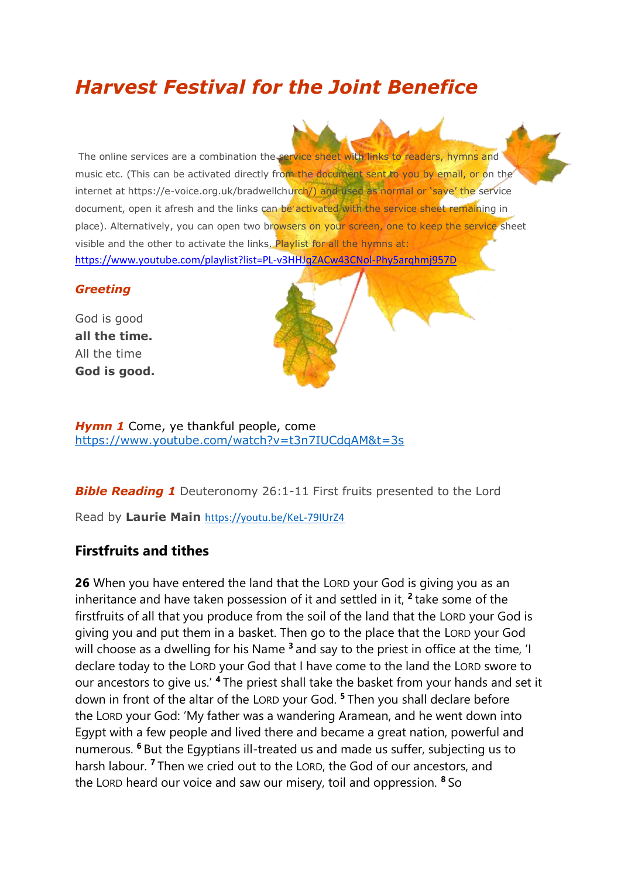# *Harvest Festival for the Joint Benefice*

The online services are a combination the service sheet with links to readers, hymns and music etc. (This can be activated directly from the document sent to you by email, or on the internet at https://e-voice.org.uk/bradwellchurch/) and used as normal or 'save' the service document, open it afresh and the links can be activated with the service sheet remaining in place). Alternatively, you can open two browsers on your screen, one to keep the service sheet visible and the other to activate the links. Playlist for all the hymns at: https://www.youtube.com/playlist?list=PL-v3HHJqZACw43CNol-Phy5arqhmj957D

### *Greeting*

God is good
**all the time.**
All the time
**God is good.**

***Hymn 1*** Come, ye thankful people, come
https://www.youtube.com/watch?v=t3n7IUCdqAM&t=3s

***Bible Reading 1*** Deuteronomy 26:1-11 First fruits presented to the Lord

Read by **Laurie Main** https://youtu.be/KeL-79IUrZ4

## Firstfruits and tithes

**26** When you have entered the land that the LORD your God is giving you as an inheritance and have taken possession of it and settled in it, [2] take some of the firstfruits of all that you produce from the soil of the land that the LORD your God is giving you and put them in a basket. Then go to the place that the LORD your God will choose as a dwelling for his Name [3] and say to the priest in office at the time, 'I declare today to the LORD your God that I have come to the land the LORD swore to our ancestors to give us.' [4] The priest shall take the basket from your hands and set it down in front of the altar of the LORD your God. [5] Then you shall declare before the LORD your God: 'My father was a wandering Aramean, and he went down into Egypt with a few people and lived there and became a great nation, powerful and numerous. [6] But the Egyptians ill-treated us and made us suffer, subjecting us to harsh labour. [7] Then we cried out to the LORD, the God of our ancestors, and the LORD heard our voice and saw our misery, toil and oppression. [8] So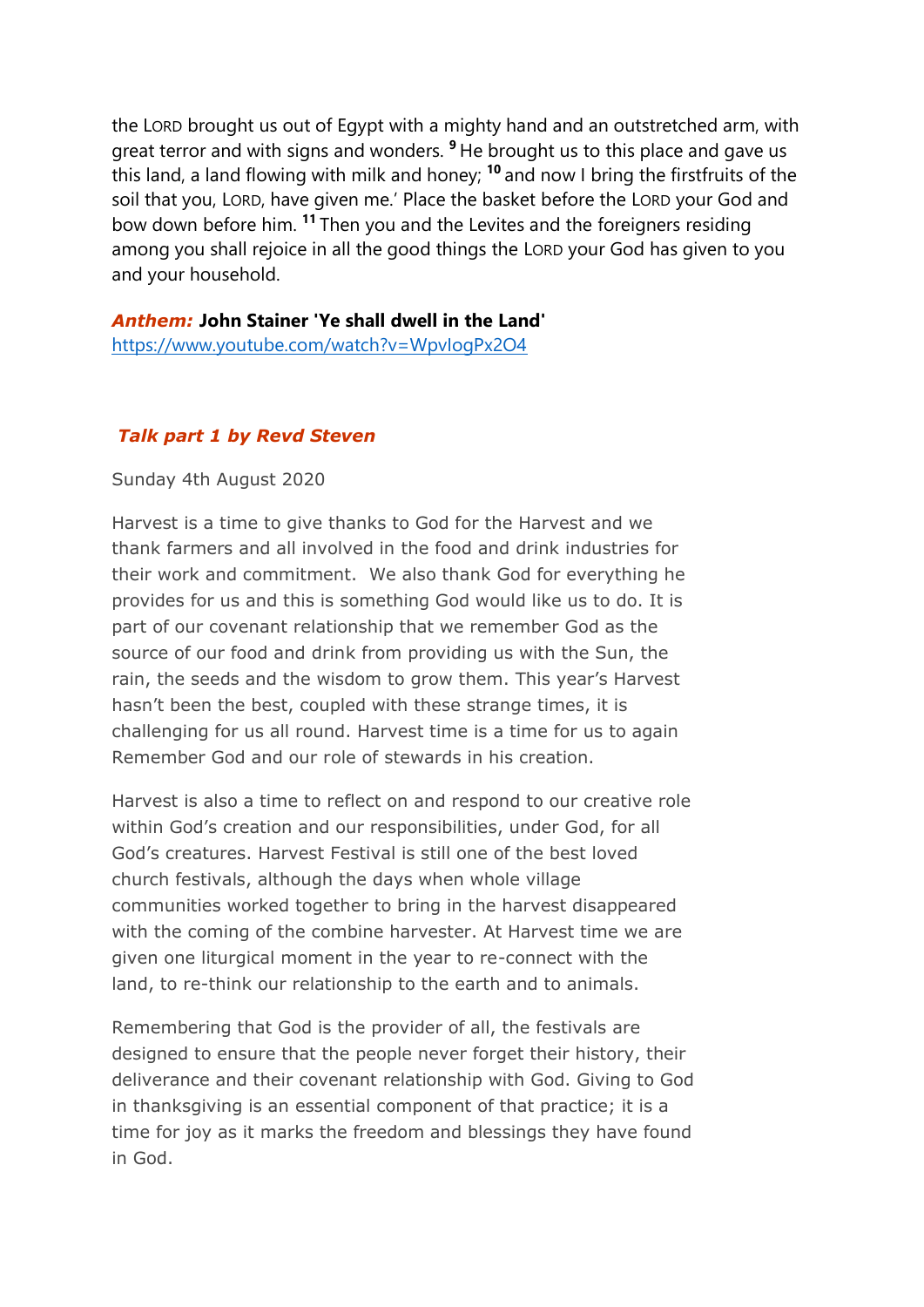the LORD brought us out of Egypt with a mighty hand and an outstretched arm, with great terror and with signs and wonders. [9] He brought us to this place and gave us this land, a land flowing with milk and honey; [10] and now I bring the firstfruits of the soil that you, LORD, have given me.' Place the basket before the LORD your God and bow down before him. [11] Then you and the Levites and the foreigners residing among you shall rejoice in all the good things the LORD your God has given to you and your household.

***Anthem:*** **John Stainer 'Ye shall dwell in the Land'**
https://www.youtube.com/watch?v=WpvIogPx2O4

***Talk part 1 by Revd Steven***

Sunday 4th August 2020

Harvest is a time to give thanks to God for the Harvest and we thank farmers and all involved in the food and drink industries for their work and commitment. We also thank God for everything he provides for us and this is something God would like us to do. It is part of our covenant relationship that we remember God as the source of our food and drink from providing us with the Sun, the rain, the seeds and the wisdom to grow them. This year's Harvest hasn't been the best, coupled with these strange times, it is challenging for us all round. Harvest time is a time for us to again Remember God and our role of stewards in his creation.

Harvest is also a time to reflect on and respond to our creative role within God's creation and our responsibilities, under God, for all God's creatures. Harvest Festival is still one of the best loved church festivals, although the days when whole village communities worked together to bring in the harvest disappeared with the coming of the combine harvester. At Harvest time we are given one liturgical moment in the year to re-connect with the land, to re-think our relationship to the earth and to animals.

Remembering that God is the provider of all, the festivals are designed to ensure that the people never forget their history, their deliverance and their covenant relationship with God. Giving to God in thanksgiving is an essential component of that practice; it is a time for joy as it marks the freedom and blessings they have found in God.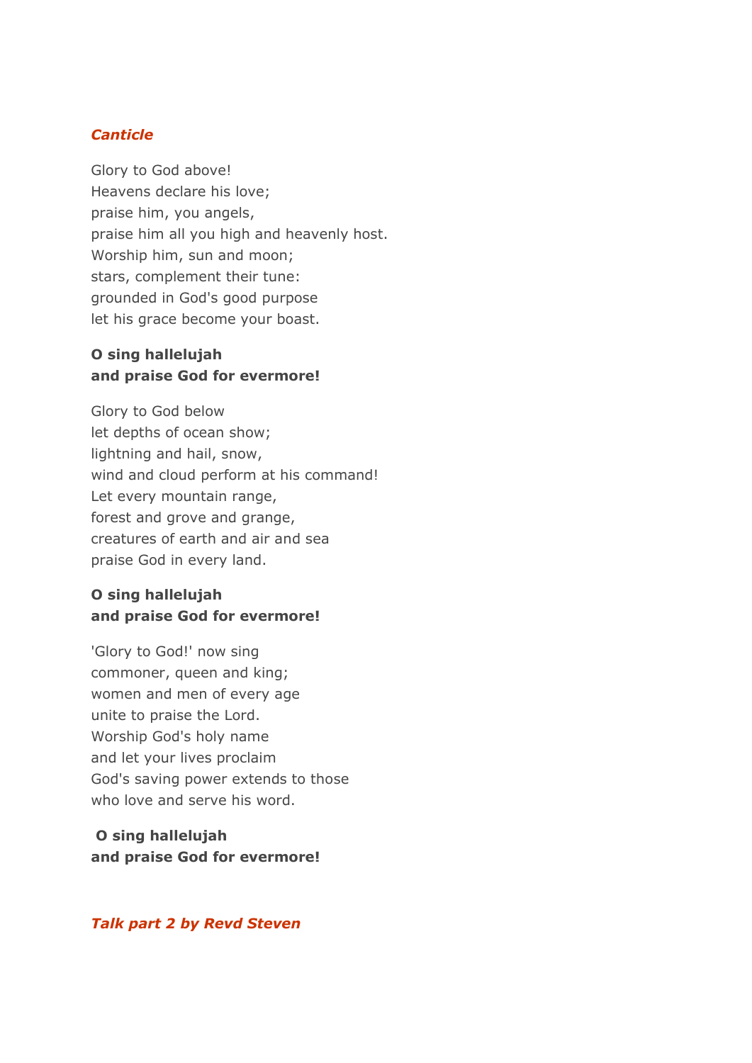***Canticle***

Glory to God above!
Heavens declare his love;
praise him, you angels,
praise him all you high and heavenly host.
Worship him, sun and moon;
stars, complement their tune:
grounded in God's good purpose
let his grace become your boast.

**O sing hallelujah
and praise God for evermore!**

Glory to God below
let depths of ocean show;
lightning and hail, snow,
wind and cloud perform at his command!
Let every mountain range,
forest and grove and grange,
creatures of earth and air and sea
praise God in every land.

**O sing hallelujah
and praise God for evermore!**

'Glory to God!' now sing
commoner, queen and king;
women and men of every age
unite to praise the Lord.
Worship God's holy name
and let your lives proclaim
God's saving power extends to those
who love and serve his word.

**O sing hallelujah
and praise God for evermore!**

***Talk part 2 by Revd Steven***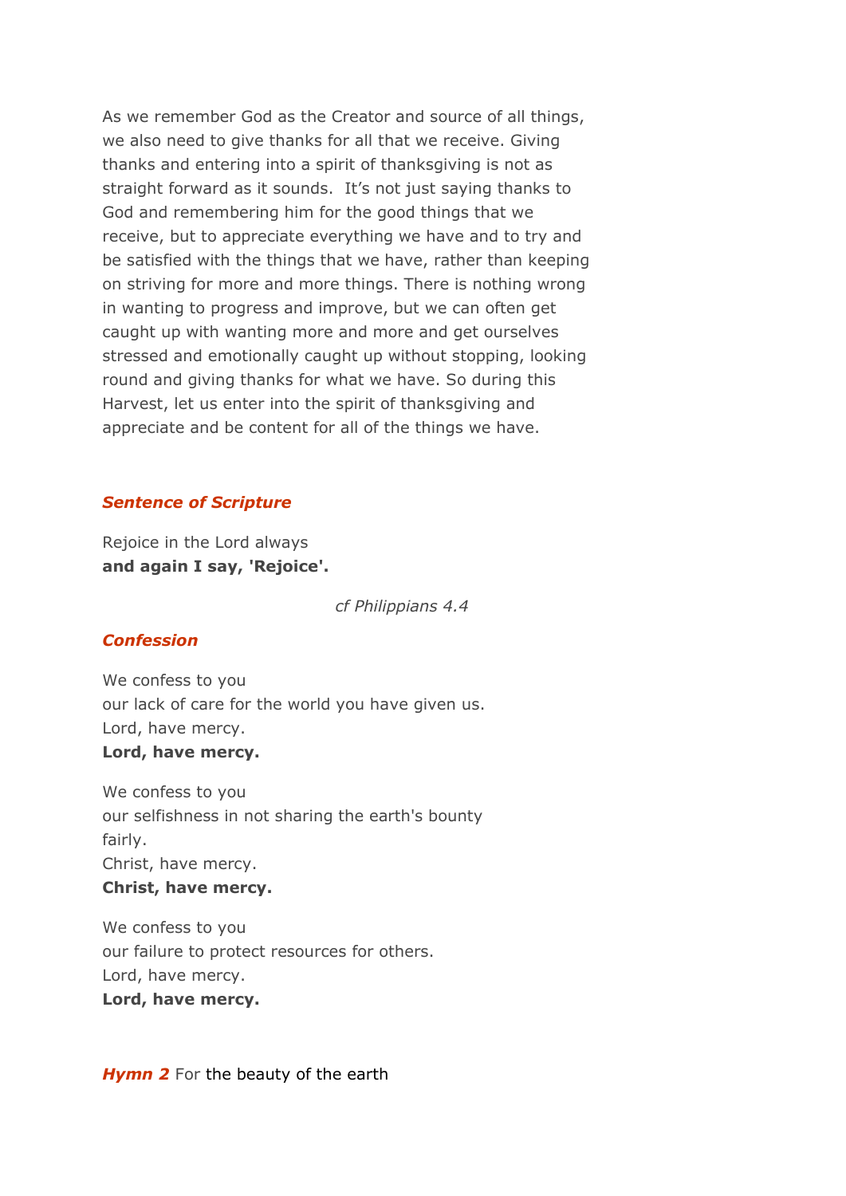As we remember God as the Creator and source of all things, we also need to give thanks for all that we receive. Giving thanks and entering into a spirit of thanksgiving is not as straight forward as it sounds. It's not just saying thanks to God and remembering him for the good things that we receive, but to appreciate everything we have and to try and be satisfied with the things that we have, rather than keeping on striving for more and more things. There is nothing wrong in wanting to progress and improve, but we can often get caught up with wanting more and more and get ourselves stressed and emotionally caught up without stopping, looking round and giving thanks for what we have. So during this Harvest, let us enter into the spirit of thanksgiving and appreciate and be content for all of the things we have.

### *Sentence of Scripture*

Rejoice in the Lord always
**and again I say, 'Rejoice'.**

*cf Philippians 4.4*

### *Confession*

We confess to you
our lack of care for the world you have given us.
Lord, have mercy.
**Lord, have mercy.**

We confess to you
our selfishness in not sharing the earth's bounty fairly.
Christ, have mercy.
**Christ, have mercy.**

We confess to you
our failure to protect resources for others.
Lord, have mercy.
**Lord, have mercy.**

***Hymn 2*** For the beauty of the earth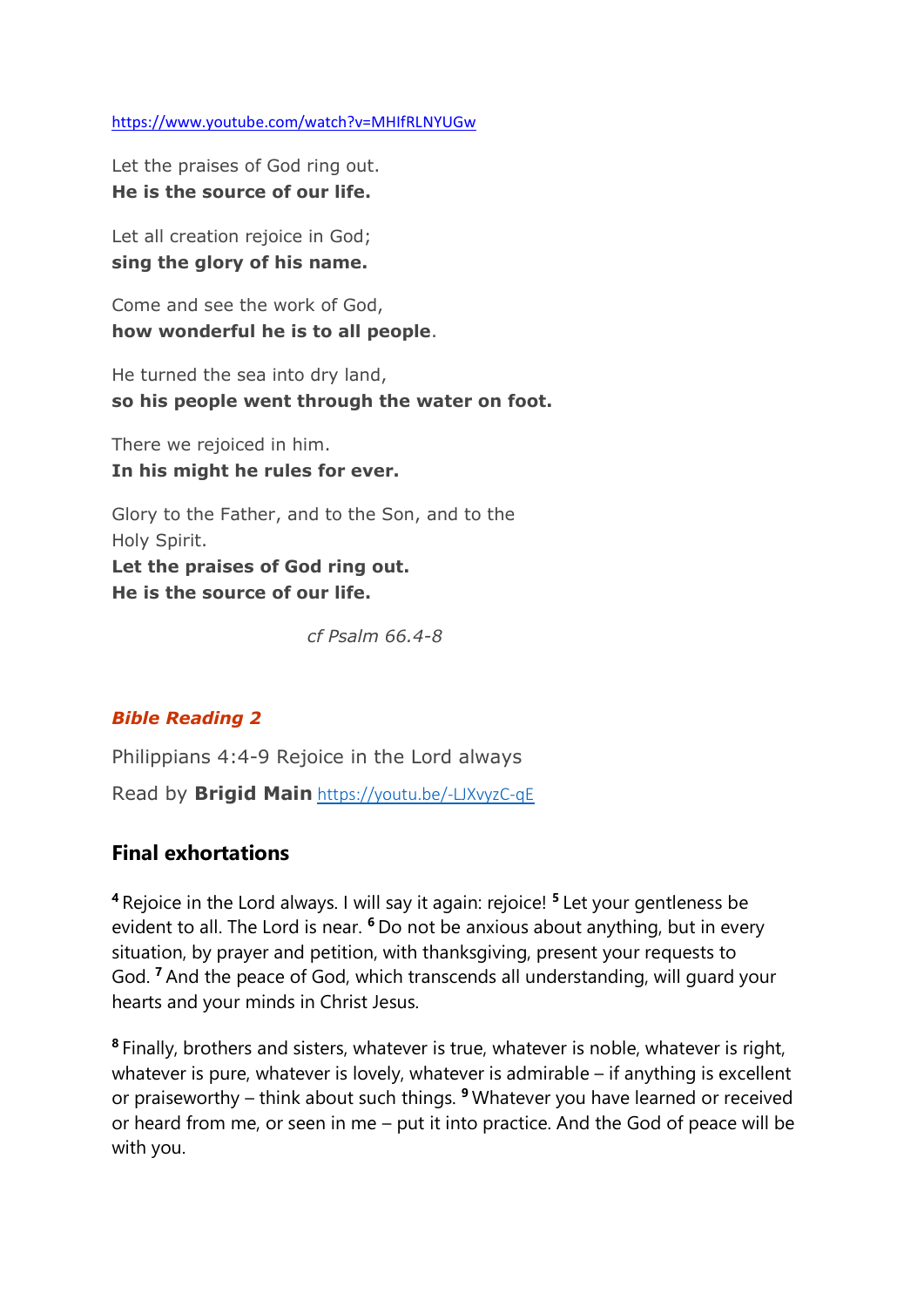https://www.youtube.com/watch?v=MHIfRLNYUGw

Let the praises of God ring out.
**He is the source of our life.**

Let all creation rejoice in God;
**sing the glory of his name.**

Come and see the work of God,
**how wonderful he is to all people**.

He turned the sea into dry land,
**so his people went through the water on foot.**

There we rejoiced in him.
**In his might he rules for ever.**

Glory to the Father, and to the Son, and to the Holy Spirit.
**Let the praises of God ring out.**
**He is the source of our life.**

*cf Psalm 66.4-8*

### *Bible Reading 2*

Philippians 4:4-9 Rejoice in the Lord always

Read by **Brigid Main** https://youtu.be/-LJXvyzC-qE

## Final exhortations

[4] Rejoice in the Lord always. I will say it again: rejoice! [5] Let your gentleness be evident to all. The Lord is near. [6] Do not be anxious about anything, but in every situation, by prayer and petition, with thanksgiving, present your requests to God. [7] And the peace of God, which transcends all understanding, will guard your hearts and your minds in Christ Jesus.

[8] Finally, brothers and sisters, whatever is true, whatever is noble, whatever is right, whatever is pure, whatever is lovely, whatever is admirable – if anything is excellent or praiseworthy – think about such things. [9] Whatever you have learned or received or heard from me, or seen in me – put it into practice. And the God of peace will be with you.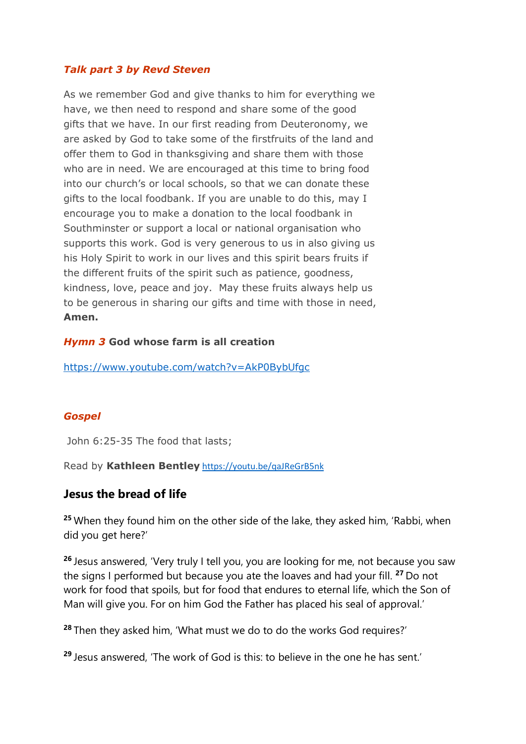***Talk part 3 by Revd Steven***

As we remember God and give thanks to him for everything we have, we then need to respond and share some of the good gifts that we have. In our first reading from Deuteronomy, we are asked by God to take some of the firstfruits of the land and offer them to God in thanksgiving and share them with those who are in need. We are encouraged at this time to bring food into our church's or local schools, so that we can donate these gifts to the local foodbank. If you are unable to do this, may I encourage you to make a donation to the local foodbank in Southminster or support a local or national organisation who supports this work. God is very generous to us in also giving us his Holy Spirit to work in our lives and this spirit bears fruits if the different fruits of the spirit such as patience, goodness, kindness, love, peace and joy. May these fruits always help us to be generous in sharing our gifts and time with those in need, **Amen.**

***Hymn 3*** **God whose farm is all creation**

https://www.youtube.com/watch?v=AkP0BybUfgc

***Gospel***

John 6:25-35 The food that lasts;

Read by **Kathleen Bentley** https://youtu.be/qaJReGrB5nk

## Jesus the bread of life

**25** When they found him on the other side of the lake, they asked him, 'Rabbi, when did you get here?'

**26** Jesus answered, 'Very truly I tell you, you are looking for me, not because you saw the signs I performed but because you ate the loaves and had your fill. **27** Do not work for food that spoils, but for food that endures to eternal life, which the Son of Man will give you. For on him God the Father has placed his seal of approval.'

**28** Then they asked him, 'What must we do to do the works God requires?'

**29** Jesus answered, 'The work of God is this: to believe in the one he has sent.'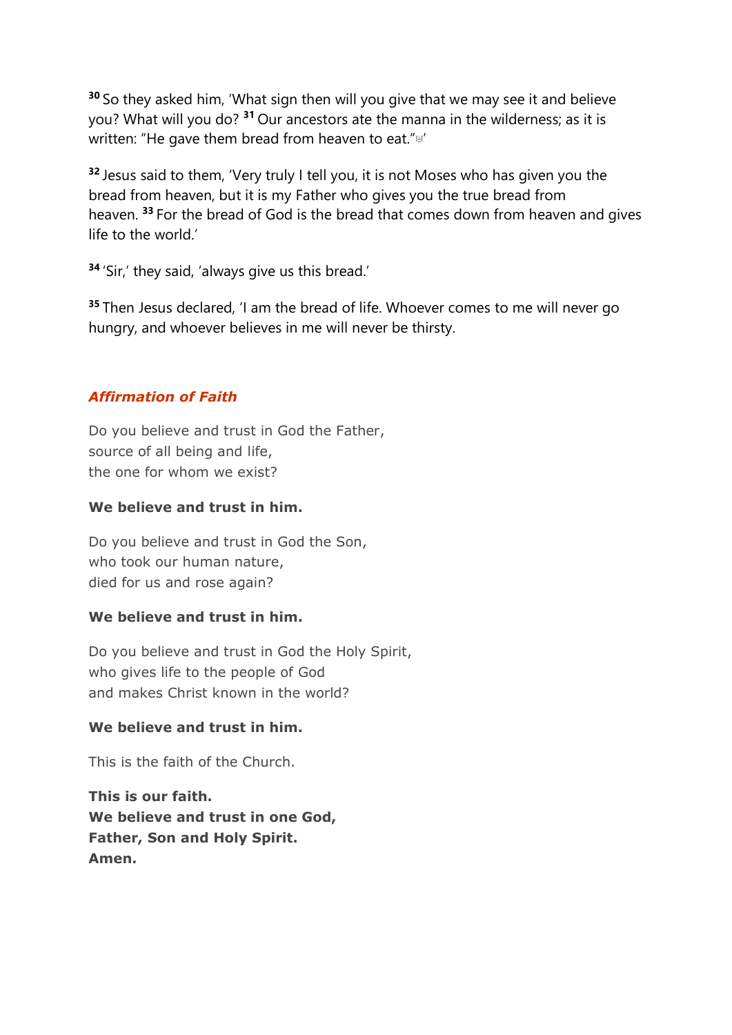[30] So they asked him, 'What sign then will you give that we may see it and believe you? What will you do? [31] Our ancestors ate the manna in the wilderness; as it is written: "He gave them bread from heaven to eat."[a]'

[32] Jesus said to them, 'Very truly I tell you, it is not Moses who has given you the bread from heaven, but it is my Father who gives you the true bread from heaven. [33] For the bread of God is the bread that comes down from heaven and gives life to the world.'

[34] 'Sir,' they said, 'always give us this bread.'

[35] Then Jesus declared, 'I am the bread of life. Whoever comes to me will never go hungry, and whoever believes in me will never be thirsty.

### *Affirmation of Faith*

Do you believe and trust in God the Father,
source of all being and life,
the one for whom we exist?

**We believe and trust in him.**

Do you believe and trust in God the Son,
who took our human nature,
died for us and rose again?

**We believe and trust in him.**

Do you believe and trust in God the Holy Spirit,
who gives life to the people of God
and makes Christ known in the world?

**We believe and trust in him.**

This is the faith of the Church.

**This is our faith.**
**We believe and trust in one God,**
**Father, Son and Holy Spirit.**
**Amen.**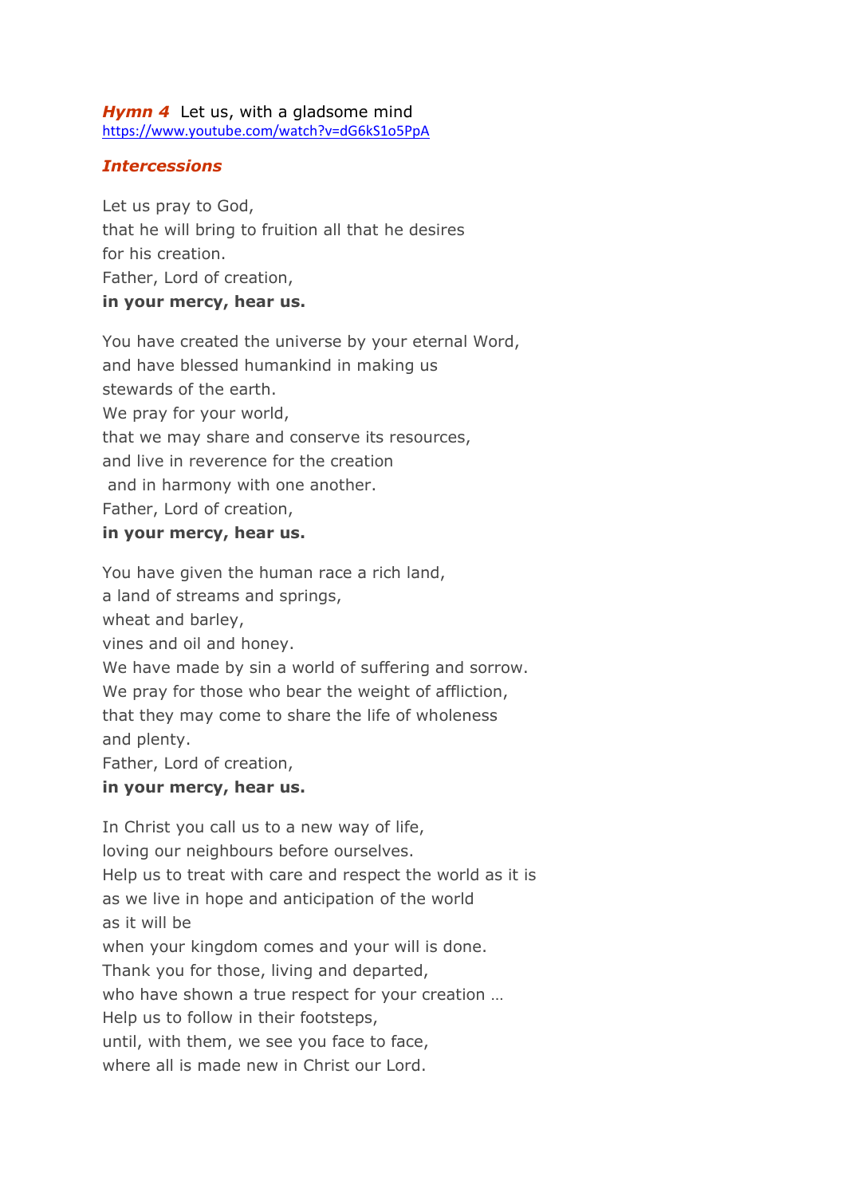***Hymn 4*** Let us, with a gladsome mind
https://www.youtube.com/watch?v=dG6kS1o5PpA

***Intercessions***

Let us pray to God,
that he will bring to fruition all that he desires
for his creation.
Father, Lord of creation,
**in your mercy, hear us.**

You have created the universe by your eternal Word,
and have blessed humankind in making us
stewards of the earth.
We pray for your world,
that we may share and conserve its resources,
and live in reverence for the creation
and in harmony with one another.
Father, Lord of creation,
**in your mercy, hear us.**

You have given the human race a rich land,
a land of streams and springs,
wheat and barley,
vines and oil and honey.
We have made by sin a world of suffering and sorrow.
We pray for those who bear the weight of affliction,
that they may come to share the life of wholeness
and plenty.
Father, Lord of creation,
**in your mercy, hear us.**

In Christ you call us to a new way of life,
loving our neighbours before ourselves.
Help us to treat with care and respect the world as it is
as we live in hope and anticipation of the world
as it will be
when your kingdom comes and your will is done.
Thank you for those, living and departed,
who have shown a true respect for your creation …
Help us to follow in their footsteps,
until, with them, we see you face to face,
where all is made new in Christ our Lord.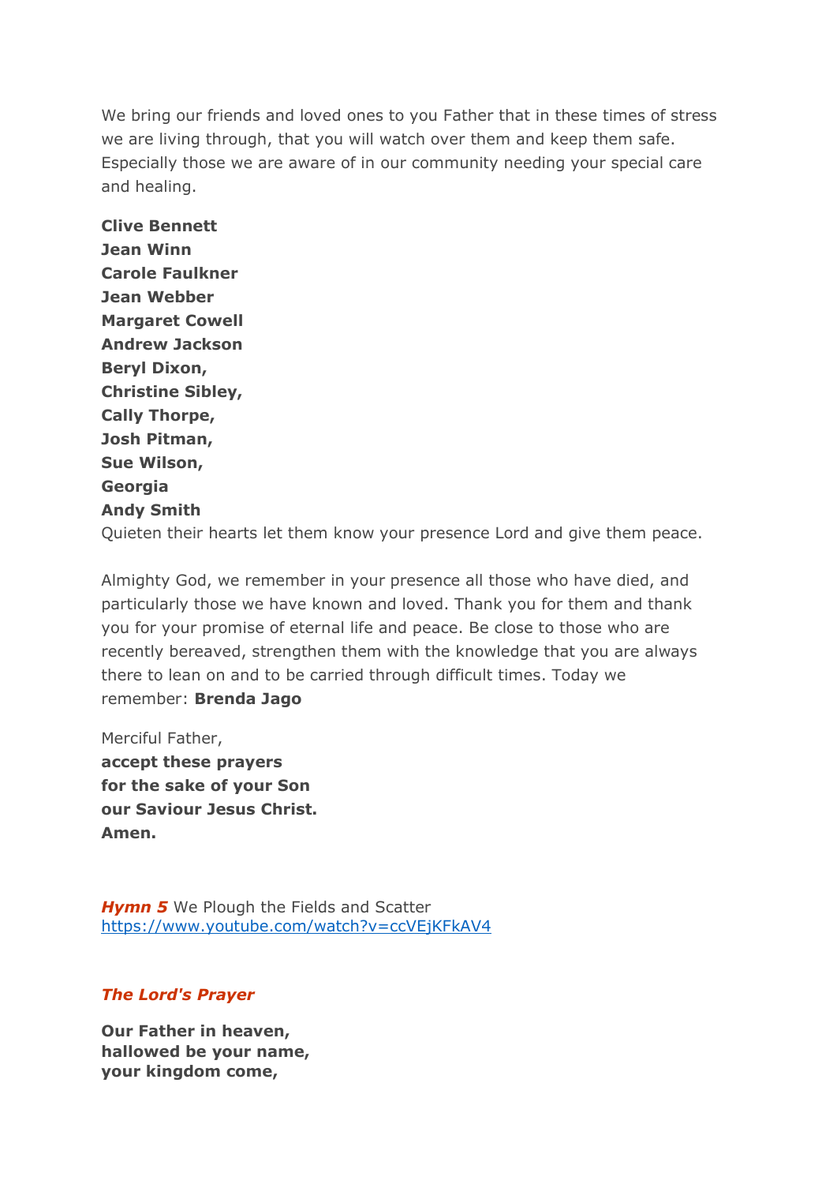We bring our friends and loved ones to you Father that in these times of stress we are living through, that you will watch over them and keep them safe. Especially those we are aware of in our community needing your special care and healing.

**Clive Bennett**  
**Jean Winn**  
**Carole Faulkner**  
**Jean Webber**  
**Margaret Cowell**  
**Andrew Jackson**  
**Beryl Dixon,**  
**Christine Sibley,**  
**Cally Thorpe,**  
**Josh Pitman,**  
**Sue Wilson,**  
**Georgia**  
**Andy Smith**  
Quieten their hearts let them know your presence Lord and give them peace.

Almighty God, we remember in your presence all those who have died, and particularly those we have known and loved. Thank you for them and thank you for your promise of eternal life and peace. Be close to those who are recently bereaved, strengthen them with the knowledge that you are always there to lean on and to be carried through difficult times. Today we remember: **Brenda Jago**

Merciful Father,  
**accept these prayers**  
**for the sake of your Son**  
**our Saviour Jesus Christ.**  
**Amen.**

***Hymn 5*** We Plough the Fields and Scatter  
https://www.youtube.com/watch?v=ccVEjKFkAV4

***The Lord's Prayer***

**Our Father in heaven,**  
**hallowed be your name,**  
**your kingdom come,**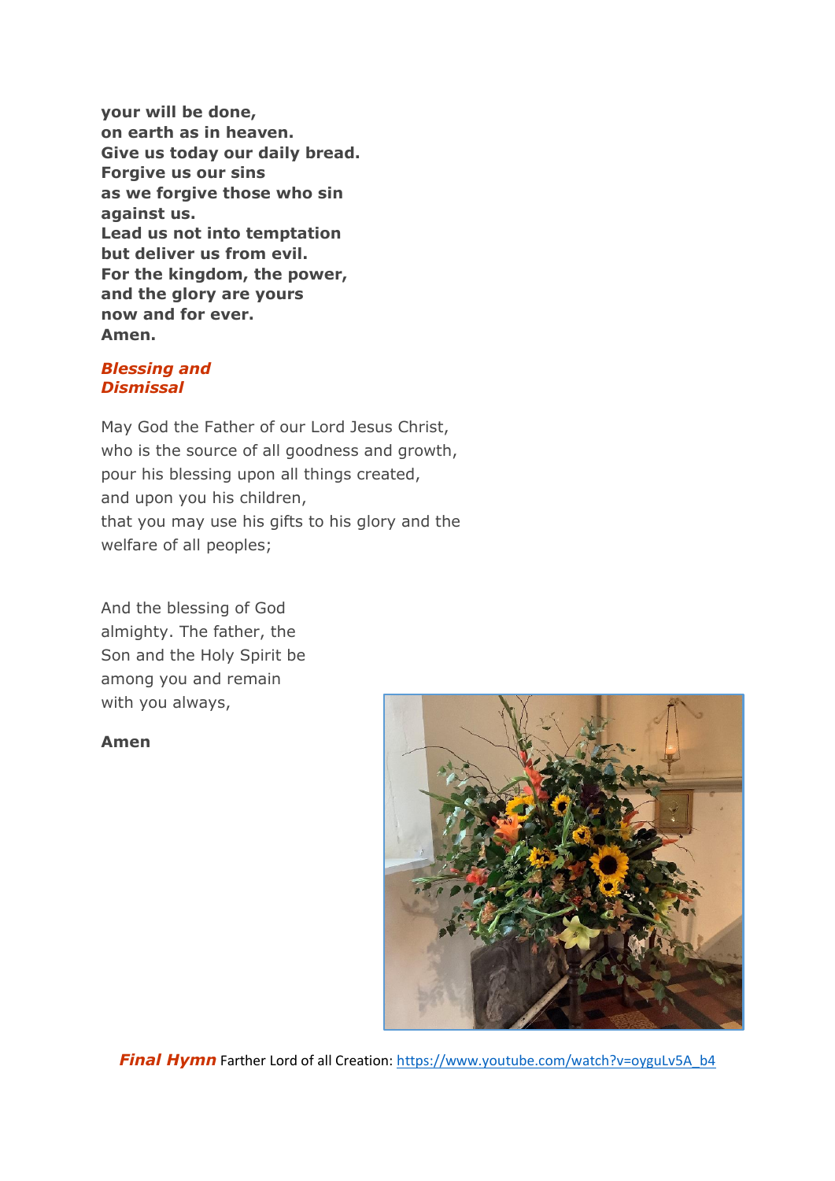**your will be done,**
**on earth as in heaven.**
**Give us today our daily bread.**
**Forgive us our sins**
**as we forgive those who sin against us.**
**Lead us not into temptation**
**but deliver us from evil.**
**For the kingdom, the power,**
**and the glory are yours**
**now and for ever.**
**Amen.**

***Blessing and Dismissal***

May God the Father of our Lord Jesus Christ,
who is the source of all goodness and growth,
pour his blessing upon all things created,
and upon you his children,
that you may use his gifts to his glory and the welfare of all peoples;

And the blessing of God almighty. The father, the Son and the Holy Spirit be among you and remain with you always,

**Amen**

***Final Hymn*** Farther Lord of all Creation: https://www.youtube.com/watch?v=oyguLv5A_b4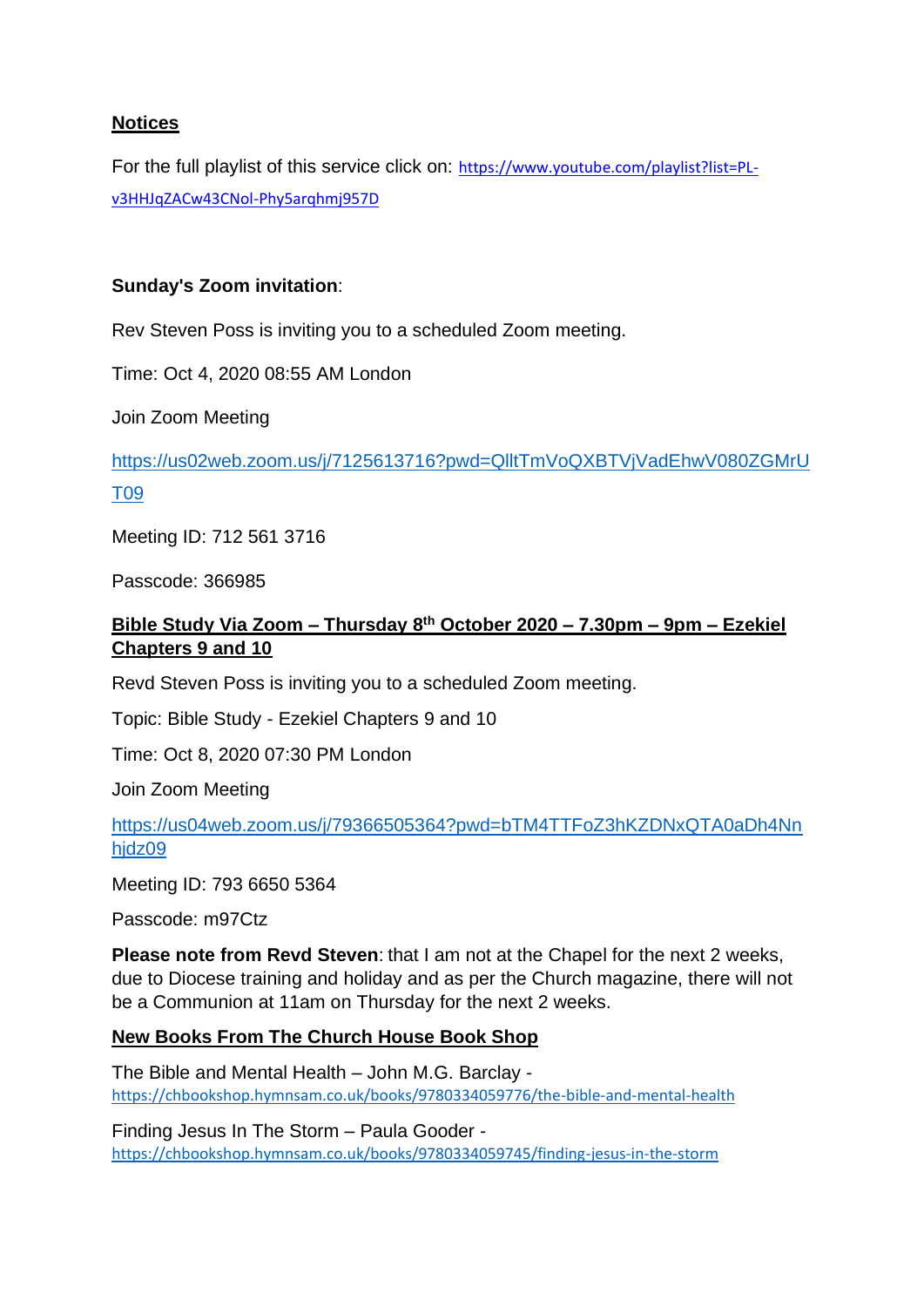**Notices**

For the full playlist of this service click on: https://www.youtube.com/playlist?list=PL-v3HHJqZACw43CNol-Phy5arqhmj957D

**Sunday's Zoom invitation**:

Rev Steven Poss is inviting you to a scheduled Zoom meeting.

Time: Oct 4, 2020 08:55 AM London

Join Zoom Meeting

https://us02web.zoom.us/j/7125613716?pwd=QlltTmVoQXBTVjVadEhwV080ZGMrUT09

Meeting ID: 712 561 3716

Passcode: 366985

**Bible Study Via Zoom – Thursday 8th October 2020 – 7.30pm – 9pm – Ezekiel Chapters 9 and 10**

Revd Steven Poss is inviting you to a scheduled Zoom meeting.

Topic: Bible Study - Ezekiel Chapters 9 and 10

Time: Oct 8, 2020 07:30 PM London

Join Zoom Meeting

https://us04web.zoom.us/j/79366505364?pwd=bTM4TTFoZ3hKZDNxQTA0aDh4Nnhjdz09

Meeting ID: 793 6650 5364

Passcode: m97Ctz

**Please note from Revd Steven**: that I am not at the Chapel for the next 2 weeks, due to Diocese training and holiday and as per the Church magazine, there will not be a Communion at 11am on Thursday for the next 2 weeks.

**New Books From The Church House Book Shop**

The Bible and Mental Health – John M.G. Barclay - https://chbookshop.hymnsam.co.uk/books/9780334059776/the-bible-and-mental-health

Finding Jesus In The Storm – Paula Gooder - https://chbookshop.hymnsam.co.uk/books/9780334059745/finding-jesus-in-the-storm